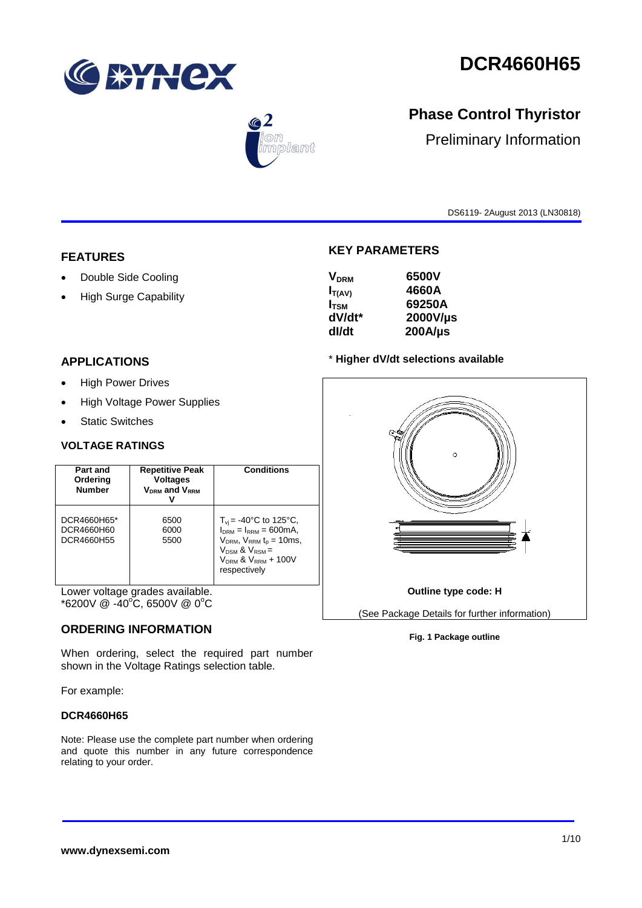# DCR4660H65

## Phase Control Thyristor

Preliminary Information

DS6119- 2August 2013 (LN30818)

## FEATURES

- Double Side Cooling
- High Surge Capability

## APPLICATIONS

- High Power Drives
- High Voltage Power Supplies
- Static Switches

## KEY PARAMETERS

| | |
|---|---|
| $V_{DRM}$ | 6500V |
| $I_{T(AV)}$ | 4660A |
| $I_{TSM}$ | 69250A |
| dV/dt* | 2000V/µs |
| dI/dt | 200A/µs |

\* **Higher dV/dt selections available**

## VOLTAGE RATINGS

| Part and Ordering Number | Repetitive Peak Voltages $V_{DRM}$ and $V_{RRM}$ V | Conditions |
|---|---|---|
| DCR4660H65*<br>DCR4660H60<br>DCR4660H55 | 6500<br>6000<br>5500 | $T_{vj}$ = -40°C to 125°C, $I_{DRM}$ = $I_{RRM}$ = 600mA, $V_{DRM}$, $V_{RRM}$ $t_p$ = 10ms, $V_{DSM}$ & $V_{RSM}$ = $V_{DRM}$ & $V_{RRM}$ + 100V respectively |

Lower voltage grades available.
*6200V @ -40°C, 6500V @ 0°C

Outline type code: H

(See Package Details for further information)

**Fig. 1 Package outline**

## ORDERING INFORMATION

When ordering, select the required part number shown in the Voltage Ratings selection table.

For example:

**DCR4660H65**

Note: Please use the complete part number when ordering and quote this number in any future correspondence relating to your order.

**www.dynexsemi.com**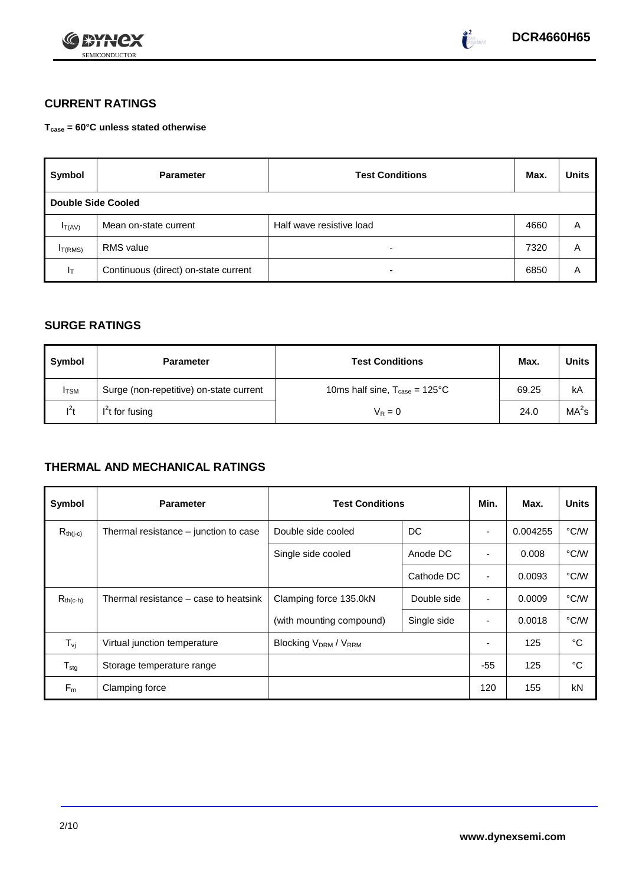## CURRENT RATINGS

**$T_{case}$ = 60°C unless stated otherwise**

| Symbol | Parameter | Test Conditions | Max. | Units |
|---|---|---|---|---|
| **Double Side Cooled** | | | | |
| $I_{T(AV)}$ | Mean on-state current | Half wave resistive load | 4660 | A |
| $I_{T(RMS)}$ | RMS value | - | 7320 | A |
| $I_T$ | Continuous (direct) on-state current | - | 6850 | A |

## SURGE RATINGS

| Symbol | Parameter | Test Conditions | Max. | Units |
|---|---|---|---|---|
| $I_{TSM}$ | Surge (non-repetitive) on-state current | 10ms half sine, $T_{case}$ = 125°C | 69.25 | kA |
| $I^2t$ | $I^2t$ for fusing | $V_R = 0$ | 24.0 | $MA^2s$ |

## THERMAL AND MECHANICAL RATINGS

| Symbol | Parameter | Test Conditions | | Min. | Max. | Units |
|---|---|---|---|---|---|---|
| $R_{th(j-c)}$ | Thermal resistance – junction to case | Double side cooled | DC | - | 0.004255 | °C/W |
| | | Single side cooled | Anode DC | - | 0.008 | °C/W |
| | | | Cathode DC | - | 0.0093 | °C/W |
| $R_{th(c-h)}$ | Thermal resistance – case to heatsink | Clamping force 135.0kN | Double side | - | 0.0009 | °C/W |
| | | (with mounting compound) | Single side | - | 0.0018 | °C/W |
| $T_{vj}$ | Virtual junction temperature | Blocking $V_{DRM}$ / $V_{RRM}$ | | - | 125 | °C |
| $T_{stg}$ | Storage temperature range | | | -55 | 125 | °C |
| $F_m$ | Clamping force | | | 120 | 155 | kN |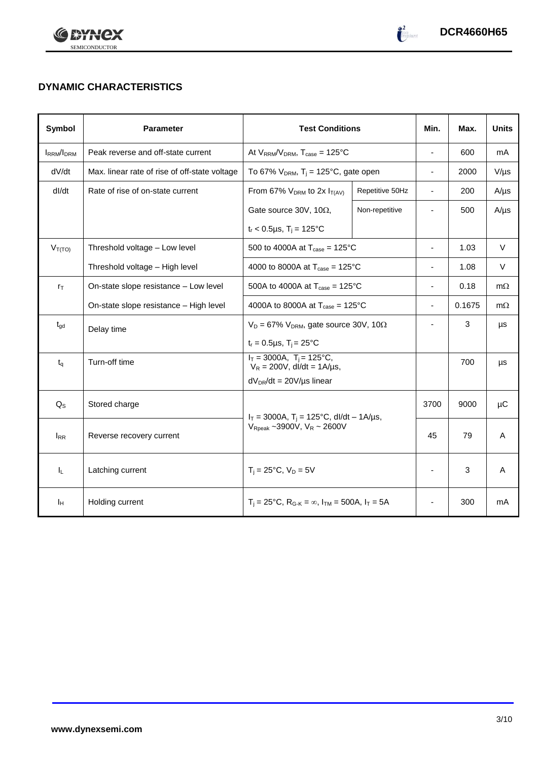## DYNAMIC CHARACTERISTICS

| Symbol | Parameter | Test Conditions | | Min. | Max. | Units |
|---|---|---|---|---|---|---|
| $I_{RRM}/I_{DRM}$ | Peak reverse and off-state current | At $V_{RRM}/V_{DRM}$, $T_{case}$ = 125°C | | - | 600 | mA |
| dV/dt | Max. linear rate of rise of off-state voltage | To 67% $V_{DRM}$, $T_j$ = 125°C, gate open | | - | 2000 | V/µs |
| dI/dt | Rate of rise of on-state current | From 67% $V_{DRM}$ to 2x $I_{T(AV)}$ | Repetitive 50Hz | - | 200 | A/µs |
| | | Gate source 30V, 10Ω, $t_r$ < 0.5µs, $T_j$ = 125°C | Non-repetitive | - | 500 | A/µs |
| $V_{T(TO)}$ | Threshold voltage – Low level | 500 to 4000A at $T_{case}$ = 125°C | | - | 1.03 | V |
| | Threshold voltage – High level | 4000 to 8000A at $T_{case}$ = 125°C | | - | 1.08 | V |
| $r_T$ | On-state slope resistance – Low level | 500A to 4000A at $T_{case}$ = 125°C | | - | 0.18 | mΩ |
| | On-state slope resistance – High level | 4000A to 8000A at $T_{case}$ = 125°C | | - | 0.1675 | mΩ |
| $t_{gd}$ | Delay time | $V_D$ = 67% $V_{DRM}$, gate source 30V, 10Ω, $t_r$ = 0.5µs, $T_j$ = 25°C | | - | 3 | µs |
| $t_q$ | Turn-off time | $I_T$ = 3000A, $T_j$ = 125°C, $V_R$ = 200V, dI/dt = 1A/µs, $dV_{DR}/dt$ = 20V/µs linear | | | 700 | µs |
| $Q_S$ | Stored charge | $I_T$ = 3000A, $T_j$ = 125°C, dI/dt – 1A/µs, $V_{Rpeak}$ ~3900V, $V_R$ ~ 2600V | | 3700 | 9000 | µC |
| $I_{RR}$ | Reverse recovery current | | | 45 | 79 | A |
| $I_L$ | Latching current | $T_j$ = 25°C, $V_D$ = 5V | | - | 3 | A |
| $I_H$ | Holding current | $T_j$ = 25°C, $R_{G-K}$ = ∞, $I_{TM}$ = 500A, $I_T$ = 5A | | - | 300 | mA |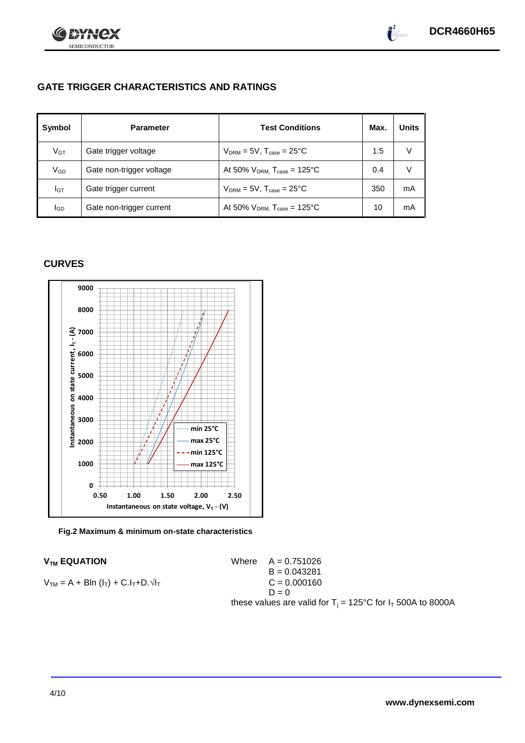## GATE TRIGGER CHARACTERISTICS AND RATINGS

| Symbol | Parameter | Test Conditions | Max. | Units |
|---|---|---|---|---|
| $V_{GT}$ | Gate trigger voltage | $V_{DRM}$ = 5V, $T_{case}$ = 25°C | 1.5 | V |
| $V_{GD}$ | Gate non-trigger voltage | At 50% $V_{DRM}$, $T_{case}$ = 125°C | 0.4 | V |
| $I_{GT}$ | Gate trigger current | $V_{DRM}$ = 5V, $T_{case}$ = 25°C | 350 | mA |
| $I_{GD}$ | Gate non-trigger current | At 50% $V_{DRM}$, $T_{case}$ = 125°C | 10 | mA |

## CURVES

Fig.2 Maximum & minimum on-state characteristics

### $V_{TM}$ EQUATION

$V_{TM} = A + B\ln(I_T) + C.I_T + D.\sqrt{I_T}$

Where
A = 0.751026
B = 0.043281
C = 0.000160
D = 0

these values are valid for $T_j$ = 125°C for $I_T$ 500A to 8000A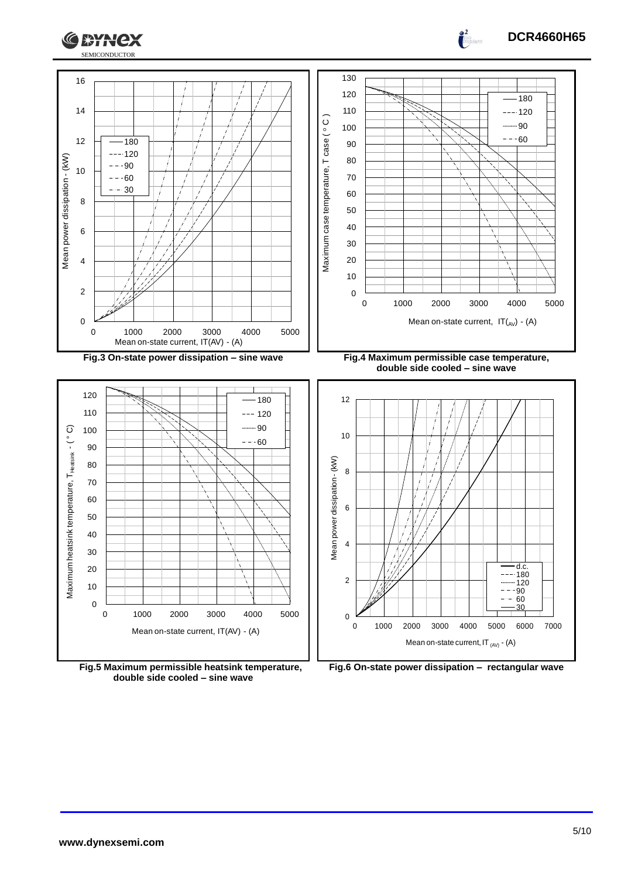Fig.3 On-state power dissipation – sine wave

Fig.4 Maximum permissible case temperature, double side cooled – sine wave

Fig.5 Maximum permissible heatsink temperature, double side cooled – sine wave

Fig.6 On-state power dissipation – rectangular wave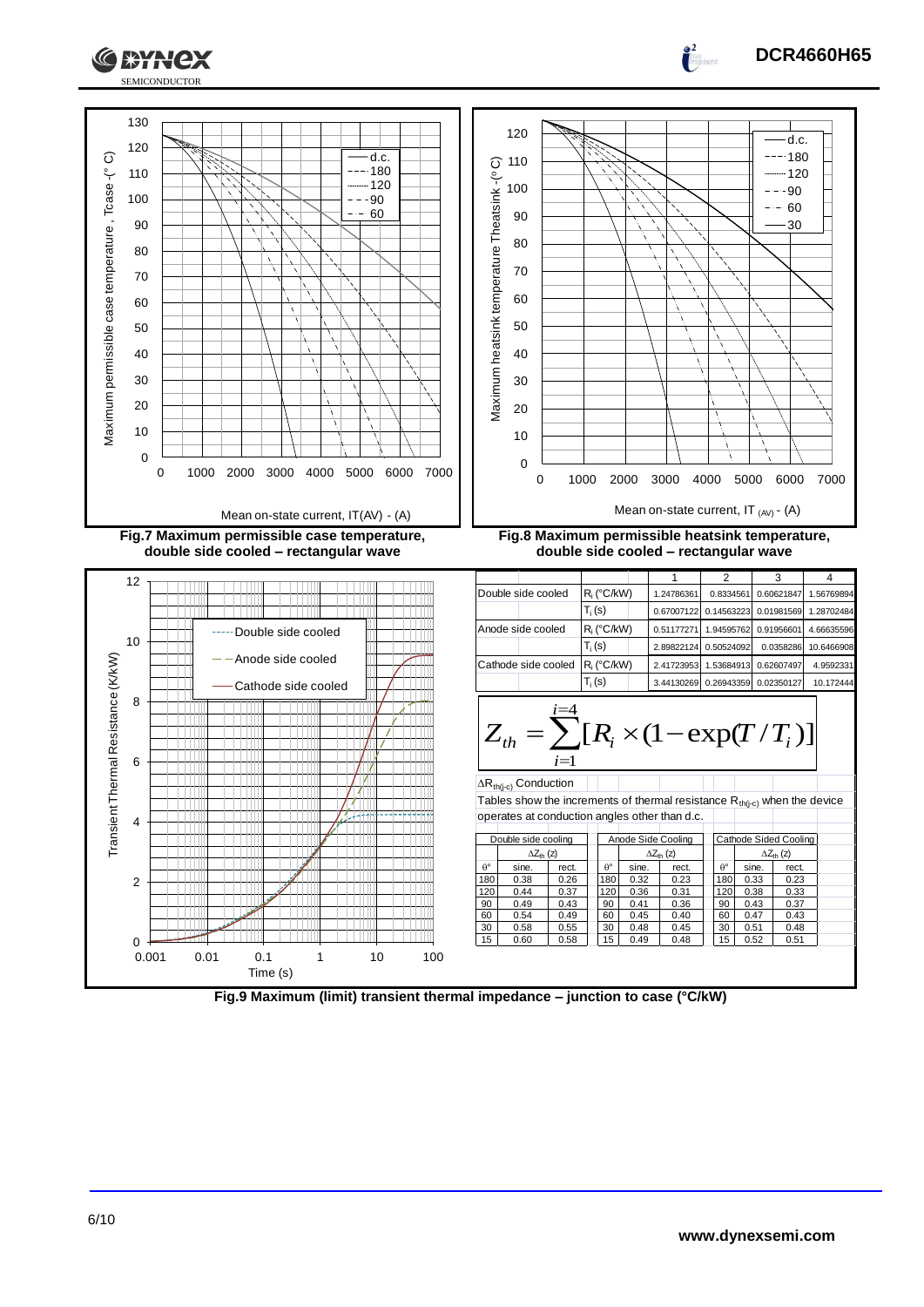Fig.7 Maximum permissible case temperature, double side cooled – rectangular wave

Fig.8 Maximum permissible heatsink temperature, double side cooled – rectangular wave

| | | 1 | 2 | 3 | 4 |
|---|---|---|---|---|---|
| Double side cooled | $R_i$ (°C/kW) | 1.24786361 | 0.8334561 | 0.60621847 | 1.56769894 |
| | $T_i$ (s) | 0.67007122 | 0.14563223 | 0.01981569 | 1.28702484 |
| Anode side cooled | $R_i$ (°C/kW) | 0.51177271 | 1.94595762 | 0.91956601 | 4.66635596 |
| | $T_i$ (s) | 2.89822124 | 0.50524092 | 0.0358286 | 10.6466908 |
| Cathode side cooled | $R_i$ (°C/kW) | 2.41723953 | 1.53684913 | 0.62607497 | 4.9592331 |
| | $T_i$ (s) | 3.44130269 | 0.26943359 | 0.02350127 | 10.172444 |

$$Z_{th} = \sum_{i=1}^{i=4} [R_i \times (1 - \exp(T/T_i)]$$

$\Delta R_{th(j-c)}$ Conduction

Tables show the increments of thermal resistance $R_{th(j-c)}$ when the device operates at conduction angles other than d.c.

| Double side cooling | | | Anode Side Cooling | | | Cathode Sided Cooling | | |
|---|---|---|---|---|---|---|---|---|
| | $\Delta Z_{th}$ (z) | | | $\Delta Z_{th}$ (z) | | | $\Delta Z_{th}$ (z) | |
| θ° | sine. | rect. | θ° | sine. | rect. | θ° | sine. | rect. |
| 180 | 0.38 | 0.26 | 180 | 0.32 | 0.23 | 180 | 0.33 | 0.23 |
| 120 | 0.44 | 0.37 | 120 | 0.36 | 0.31 | 120 | 0.38 | 0.33 |
| 90 | 0.49 | 0.43 | 90 | 0.41 | 0.36 | 90 | 0.43 | 0.37 |
| 60 | 0.54 | 0.49 | 60 | 0.45 | 0.40 | 60 | 0.47 | 0.43 |
| 30 | 0.58 | 0.55 | 30 | 0.48 | 0.45 | 30 | 0.51 | 0.48 |
| 15 | 0.60 | 0.58 | 15 | 0.49 | 0.48 | 15 | 0.52 | 0.51 |

Fig.9 Maximum (limit) transient thermal impedance – junction to case (°C/kW)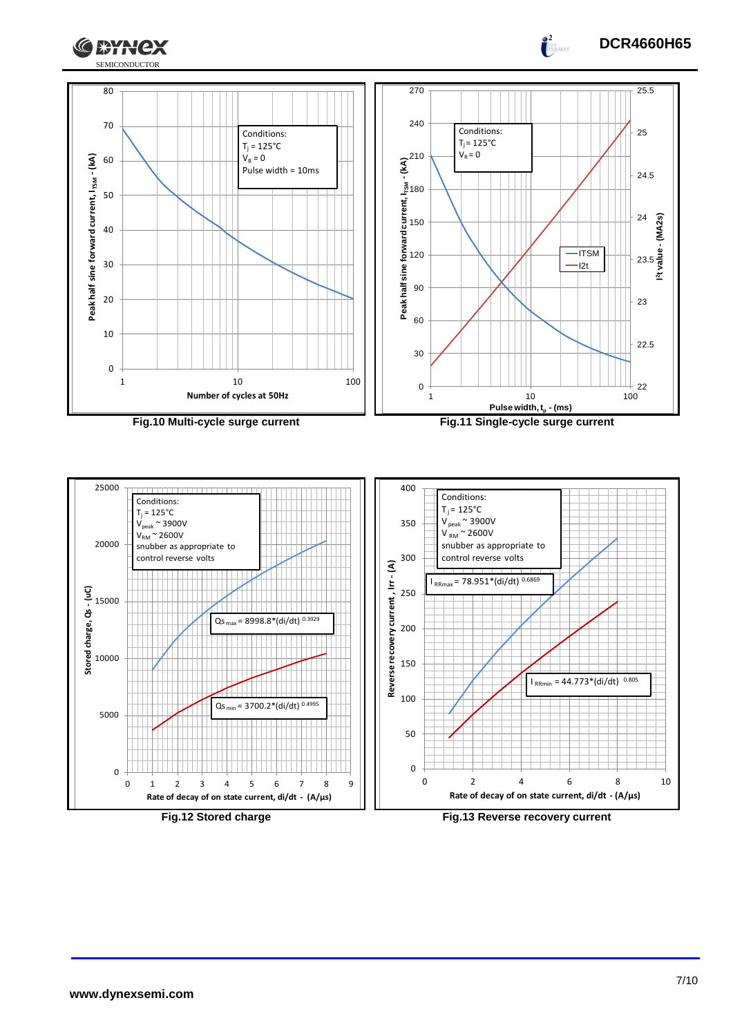Conditions:
$T_j = 125°C$
$V_R = 0$
Pulse width = 10ms

Peak half sine forward current, $I_{TSM}$ - (kA)

Number of cycles at 50Hz

**Fig.10 Multi-cycle surge current**

Conditions:
$T_j = 125°C$
$V_R = 0$

ITSM
I2t

Peak half sine forward current, $I_{TSM}$ - (kA)

$I^2t$ value - (MA2s)

Pulse width, $t_p$ - (ms)

**Fig.11 Single-cycle surge current**

Conditions:
$T_j = 125°C$
$V_{peak}$ ~ 3900V
$V_{RM}$ ~ 2600V
snubber as appropriate to control reverse volts

$Qs_{max} = 8998.8*(di/dt)^{0.3929}$

$Qs_{min} = 3700.2*(di/dt)^{0.4995}$

Stored charge, Qs - (uC)

Rate of decay of on state current, di/dt - (A/µs)

**Fig.12 Stored charge**

Conditions:
$T_j = 125°C$
$V_{peak}$ ~ 3900V
$V_{RM}$ ~ 2600V
snubber as appropriate to control reverse volts

$I_{RRmax} = 78.951*(di/dt)^{0.6869}$

$I_{RRmin} = 44.773*(di/dt)^{0.805}$

Reverse recovery current , Irr - (A)

Rate of decay of on state current, di/dt - (A/µs)

**Fig.13 Reverse recovery current**

www.dynexsemi.com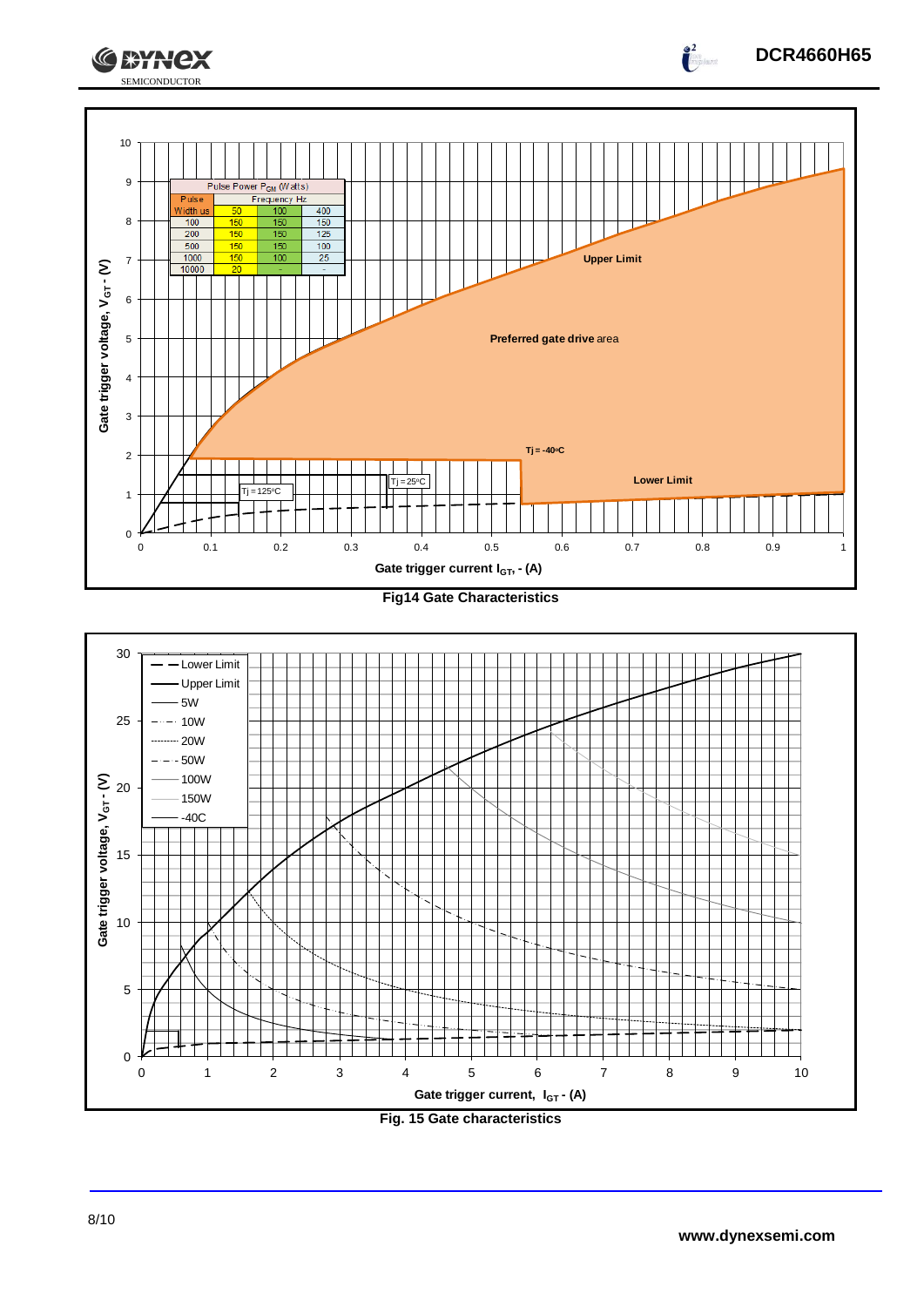| Pulse Width us | Frequency Hz 50 | 100 | 400 |
|---|---|---|---|
| 100 | 150 | 150 | 150 |
| 200 | 150 | 150 | 125 |
| 500 | 150 | 150 | 100 |
| 1000 | 150 | 100 | 25 |
| 10000 | 20 | - | - |

Pulse Power $P_{GM}$ (Watts)

Fig14 Gate Characteristics

Fig. 15 Gate characteristics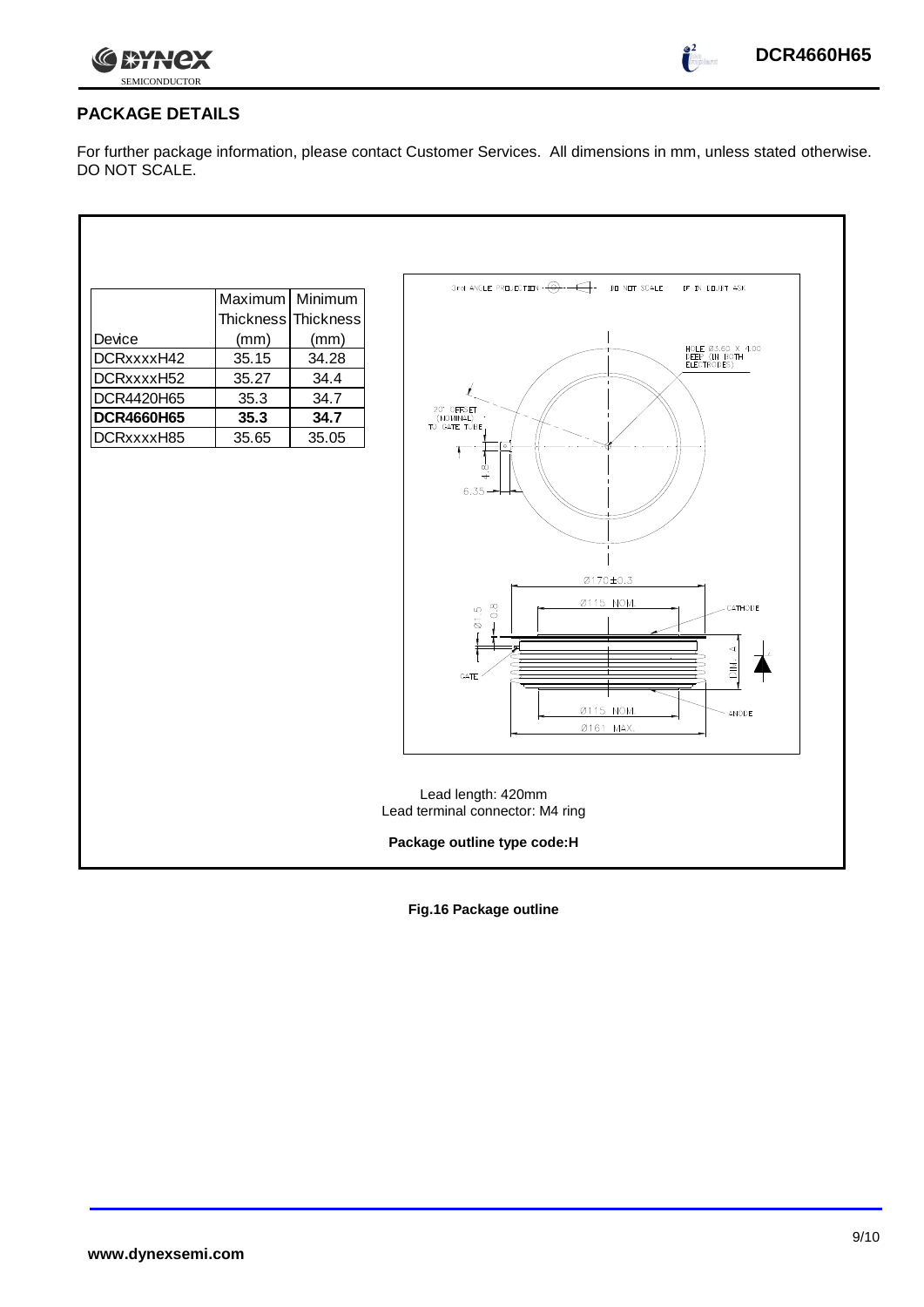## PACKAGE DETAILS

For further package information, please contact Customer Services. All dimensions in mm, unless stated otherwise. DO NOT SCALE.

| Device | Maximum Thickness (mm) | Minimum Thickness (mm) |
|---|---|---|
| DCRxxxxH42 | 35.15 | 34.28 |
| DCRxxxxH52 | 35.27 | 34.4 |
| DCR4420H65 | 35.3 | 34.7 |
| **DCR4660H65** | **35.3** | **34.7** |
| DCRxxxxH85 | 35.65 | 35.05 |

3rd ANGLE PROJECTION DO NOT SCALE IF IN DOUBT ASK

HOLE Ø3.60 X 4.00 DEEP (IN BOTH ELECTRODES)

20° OFFSET (NOMINAL) TO GATE TUBE

4.8

6.35

Ø170±0.3

Ø115 NOM.

Ø1.5

0.8

CATHODE

GATE

DIM. A

Ø115 NOM.

Ø161 MAX.

ANODE

Lead length: 420mm
Lead terminal connector: M4 ring

**Package outline type code:H**

**Fig.16 Package outline**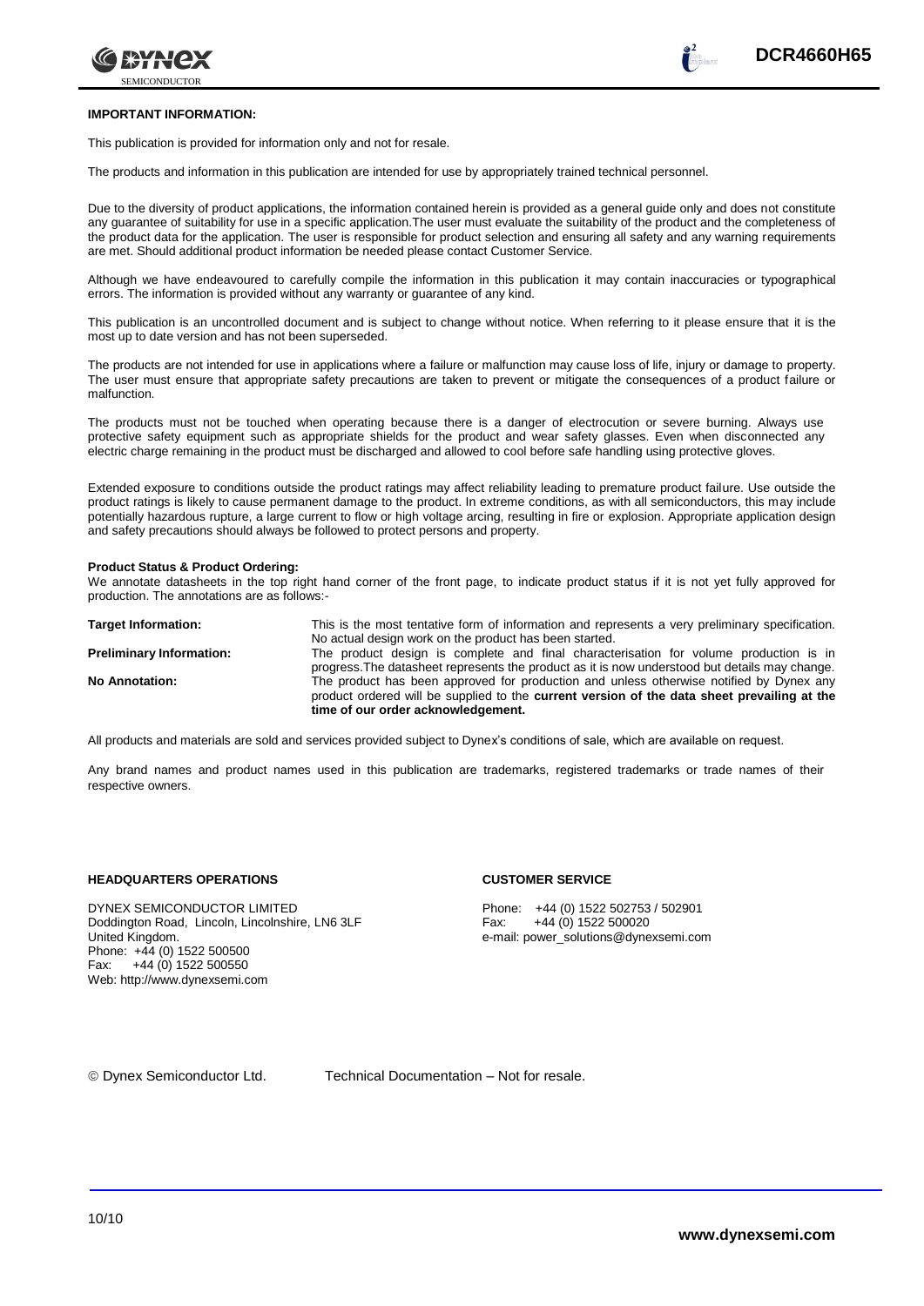**IMPORTANT INFORMATION:**

This publication is provided for information only and not for resale.

The products and information in this publication are intended for use by appropriately trained technical personnel.

Due to the diversity of product applications, the information contained herein is provided as a general guide only and does not constitute any guarantee of suitability for use in a specific application.The user must evaluate the suitability of the product and the completeness of the product data for the application. The user is responsible for product selection and ensuring all safety and any warning requirements are met. Should additional product information be needed please contact Customer Service.

Although we have endeavoured to carefully compile the information in this publication it may contain inaccuracies or typographical errors. The information is provided without any warranty or guarantee of any kind.

This publication is an uncontrolled document and is subject to change without notice. When referring to it please ensure that it is the most up to date version and has not been superseded.

The products are not intended for use in applications where a failure or malfunction may cause loss of life, injury or damage to property. The user must ensure that appropriate safety precautions are taken to prevent or mitigate the consequences of a product failure or malfunction.

The products must not be touched when operating because there is a danger of electrocution or severe burning. Always use protective safety equipment such as appropriate shields for the product and wear safety glasses. Even when disconnected any electric charge remaining in the product must be discharged and allowed to cool before safe handling using protective gloves.

Extended exposure to conditions outside the product ratings may affect reliability leading to premature product failure. Use outside the product ratings is likely to cause permanent damage to the product. In extreme conditions, as with all semiconductors, this may include potentially hazardous rupture, a large current to flow or high voltage arcing, resulting in fire or explosion. Appropriate application design and safety precautions should always be followed to protect persons and property.

**Product Status & Product Ordering:**

We annotate datasheets in the top right hand corner of the front page, to indicate product status if it is not yet fully approved for production. The annotations are as follows:-

| | |
|---|---|
| **Target Information:** | This is the most tentative form of information and represents a very preliminary specification. No actual design work on the product has been started. |
| **Preliminary Information:** | The product design is complete and final characterisation for volume production is in progress.The datasheet represents the product as it is now understood but details may change. |
| **No Annotation:** | The product has been approved for production and unless otherwise notified by Dynex any product ordered will be supplied to the **current version of the data sheet prevailing at the time of our order acknowledgement.** |

All products and materials are sold and services provided subject to Dynex's conditions of sale, which are available on request.

Any brand names and product names used in this publication are trademarks, registered trademarks or trade names of their respective owners.

**HEADQUARTERS OPERATIONS**

DYNEX SEMICONDUCTOR LIMITED
Doddington Road, Lincoln, Lincolnshire, LN6 3LF
United Kingdom.
Phone: +44 (0) 1522 500500
Fax: +44 (0) 1522 500550
Web: http://www.dynexsemi.com

**CUSTOMER SERVICE**

Phone: +44 (0) 1522 502753 / 502901
Fax: +44 (0) 1522 500020
e-mail: power_solutions@dynexsemi.com

© Dynex Semiconductor Ltd. Technical Documentation – Not for resale.